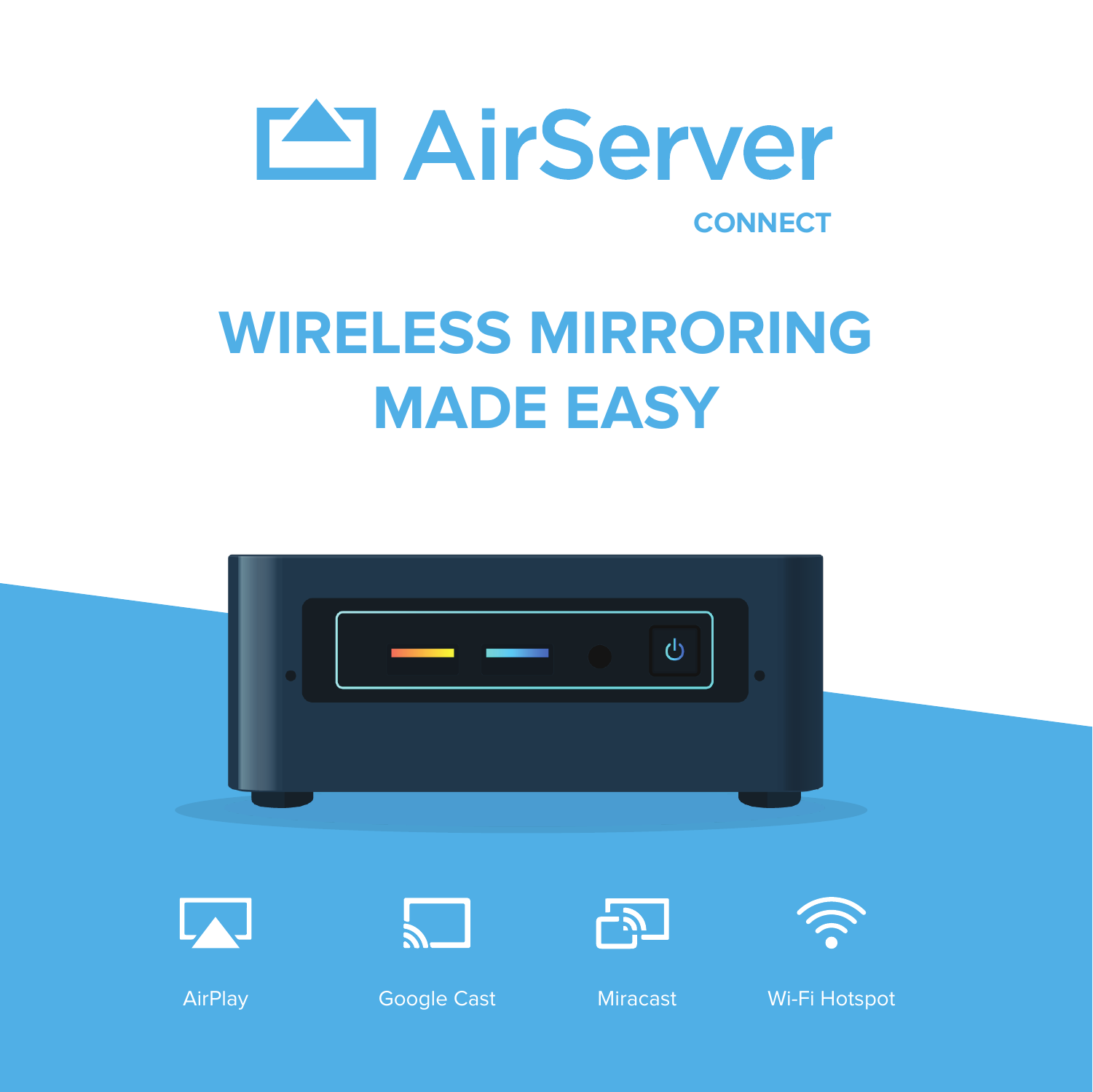# AirServer

CONNECT

## WIRELESS MIRRORING MADE EASY

AirPlay

Google Cast

Miracast

Wi-Fi Hotspot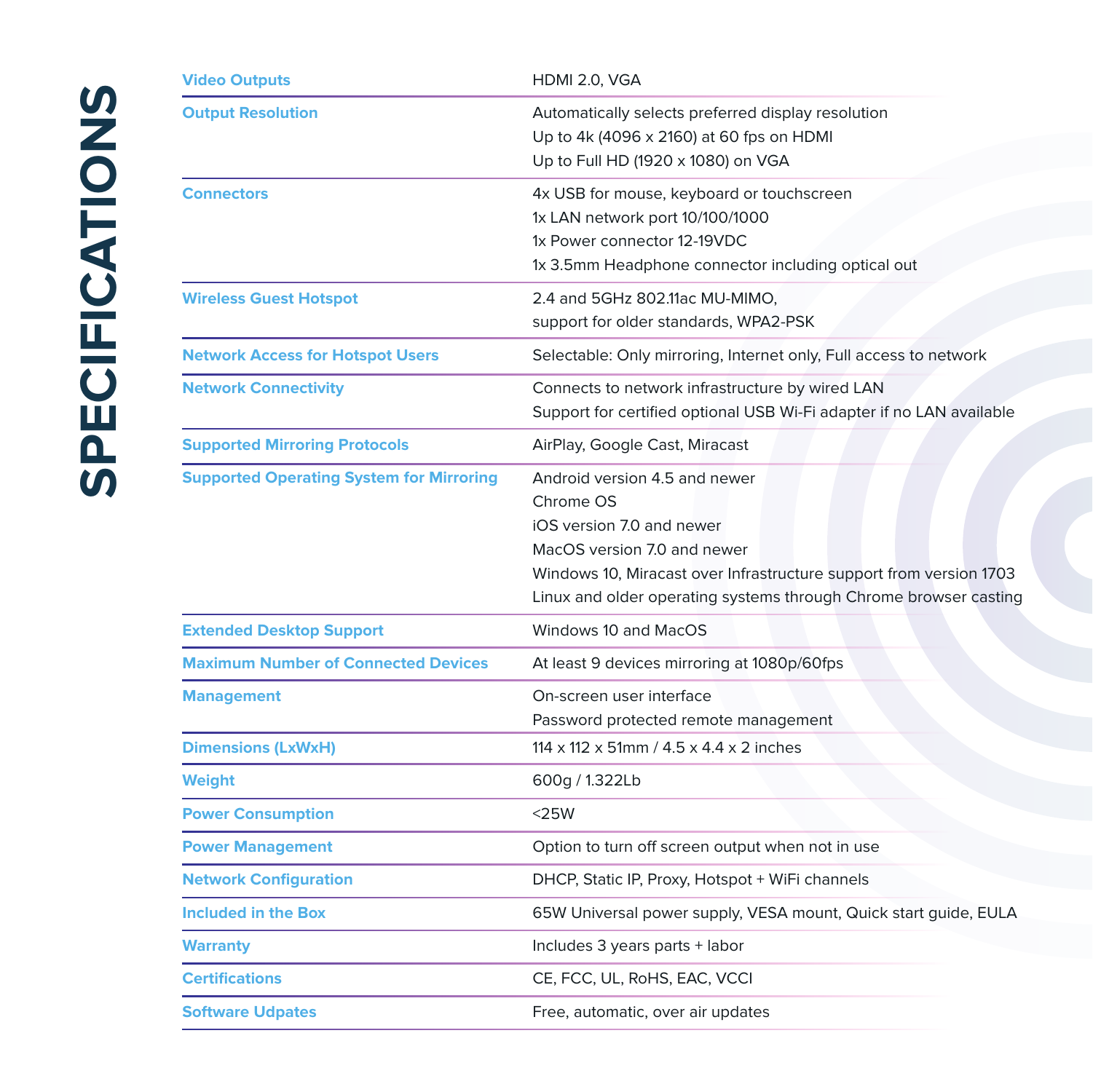# SPECIFICATIONS

| | |
|---|---|
| **Video Outputs** | HDMI 2.0, VGA |
| **Output Resolution** | Automatically selects preferred display resolution<br>Up to 4k (4096 x 2160) at 60 fps on HDMI<br>Up to Full HD (1920 x 1080) on VGA |
| **Connectors** | 4x USB for mouse, keyboard or touchscreen<br>1x LAN network port 10/100/1000<br>1x Power connector 12-19VDC<br>1x 3.5mm Headphone connector including optical out |
| **Wireless Guest Hotspot** | 2.4 and 5GHz 802.11ac MU-MIMO,<br>support for older standards, WPA2-PSK |
| **Network Access for Hotspot Users** | Selectable: Only mirroring, Internet only, Full access to network |
| **Network Connectivity** | Connects to network infrastructure by wired LAN<br>Support for certified optional USB Wi-Fi adapter if no LAN available |
| **Supported Mirroring Protocols** | AirPlay, Google Cast, Miracast |
| **Supported Operating System for Mirroring** | Android version 4.5 and newer<br>Chrome OS<br>iOS version 7.0 and newer<br>MacOS version 7.0 and newer<br>Windows 10, Miracast over Infrastructure support from version 1703<br>Linux and older operating systems through Chrome browser casting |
| **Extended Desktop Support** | Windows 10 and MacOS |
| **Maximum Number of Connected Devices** | At least 9 devices mirroring at 1080p/60fps |
| **Management** | On-screen user interface<br>Password protected remote management |
| **Dimensions (LxWxH)** | 114 x 112 x 51mm / 4.5 x 4.4 x 2 inches |
| **Weight** | 600g / 1.322Lb |
| **Power Consumption** | <25W |
| **Power Management** | Option to turn off screen output when not in use |
| **Network Configuration** | DHCP, Static IP, Proxy, Hotspot + WiFi channels |
| **Included in the Box** | 65W Universal power supply, VESA mount, Quick start guide, EULA |
| **Warranty** | Includes 3 years parts + labor |
| **Certifications** | CE, FCC, UL, RoHS, EAC, VCCI |
| **Software Udpates** | Free, automatic, over air updates |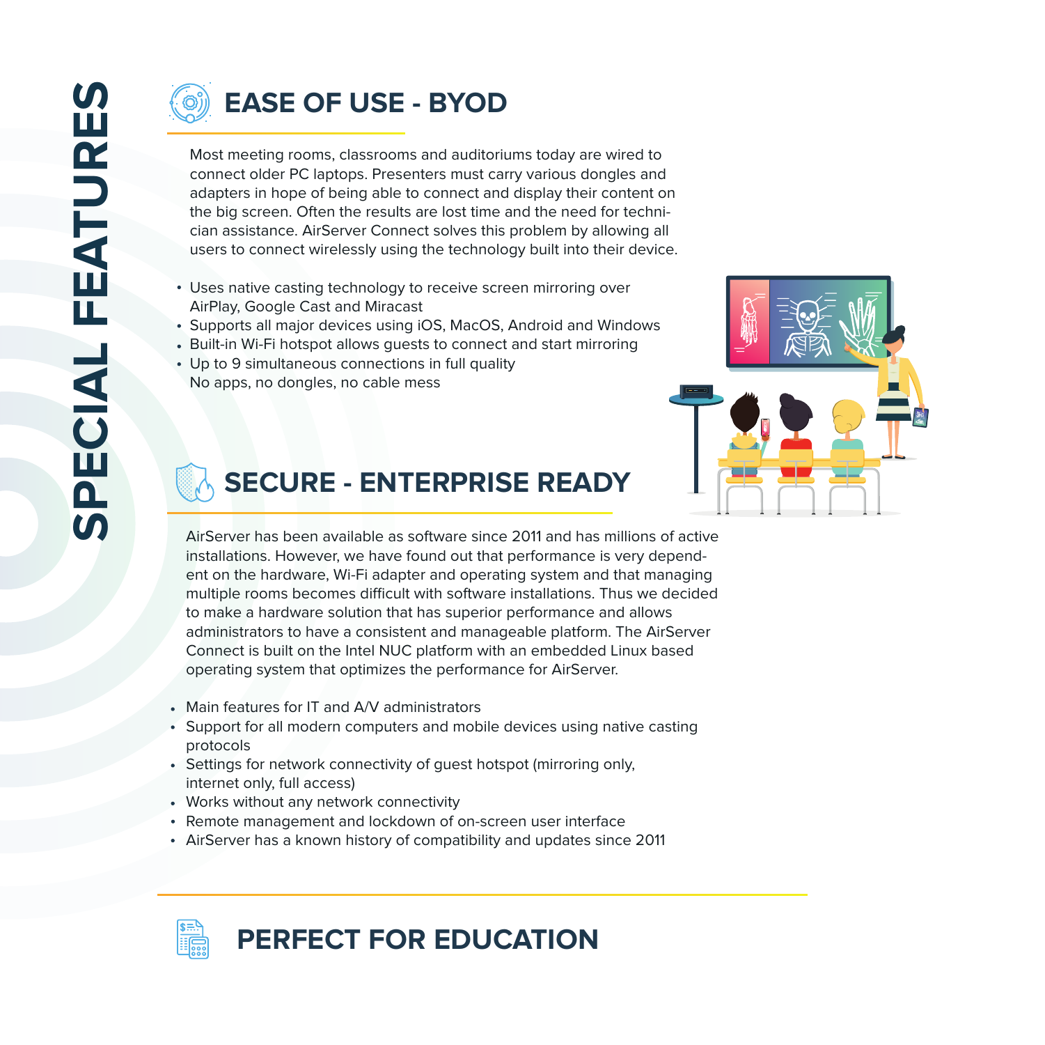# SPECIAL FEATURES

## EASE OF USE - BYOD

Most meeting rooms, classrooms and auditoriums today are wired to connect older PC laptops. Presenters must carry various dongles and adapters in hope of being able to connect and display their content on the big screen. Often the results are lost time and the need for technician assistance. AirServer Connect solves this problem by allowing all users to connect wirelessly using the technology built into their device.

- Uses native casting technology to receive screen mirroring over AirPlay, Google Cast and Miracast
- Supports all major devices using iOS, MacOS, Android and Windows
- Built-in Wi-Fi hotspot allows guests to connect and start mirroring
- Up to 9 simultaneous connections in full quality
  No apps, no dongles, no cable mess

## SECURE - ENTERPRISE READY

AirServer has been available as software since 2011 and has millions of active installations. However, we have found out that performance is very dependent on the hardware, Wi-Fi adapter and operating system and that managing multiple rooms becomes difficult with software installations. Thus we decided to make a hardware solution that has superior performance and allows administrators to have a consistent and manageable platform. The AirServer Connect is built on the Intel NUC platform with an embedded Linux based operating system that optimizes the performance for AirServer.

- Main features for IT and A/V administrators
- Support for all modern computers and mobile devices using native casting protocols
- Settings for network connectivity of guest hotspot (mirroring only, internet only, full access)
- Works without any network connectivity
- Remote management and lockdown of on-screen user interface
- AirServer has a known history of compatibility and updates since 2011

## PERFECT FOR EDUCATION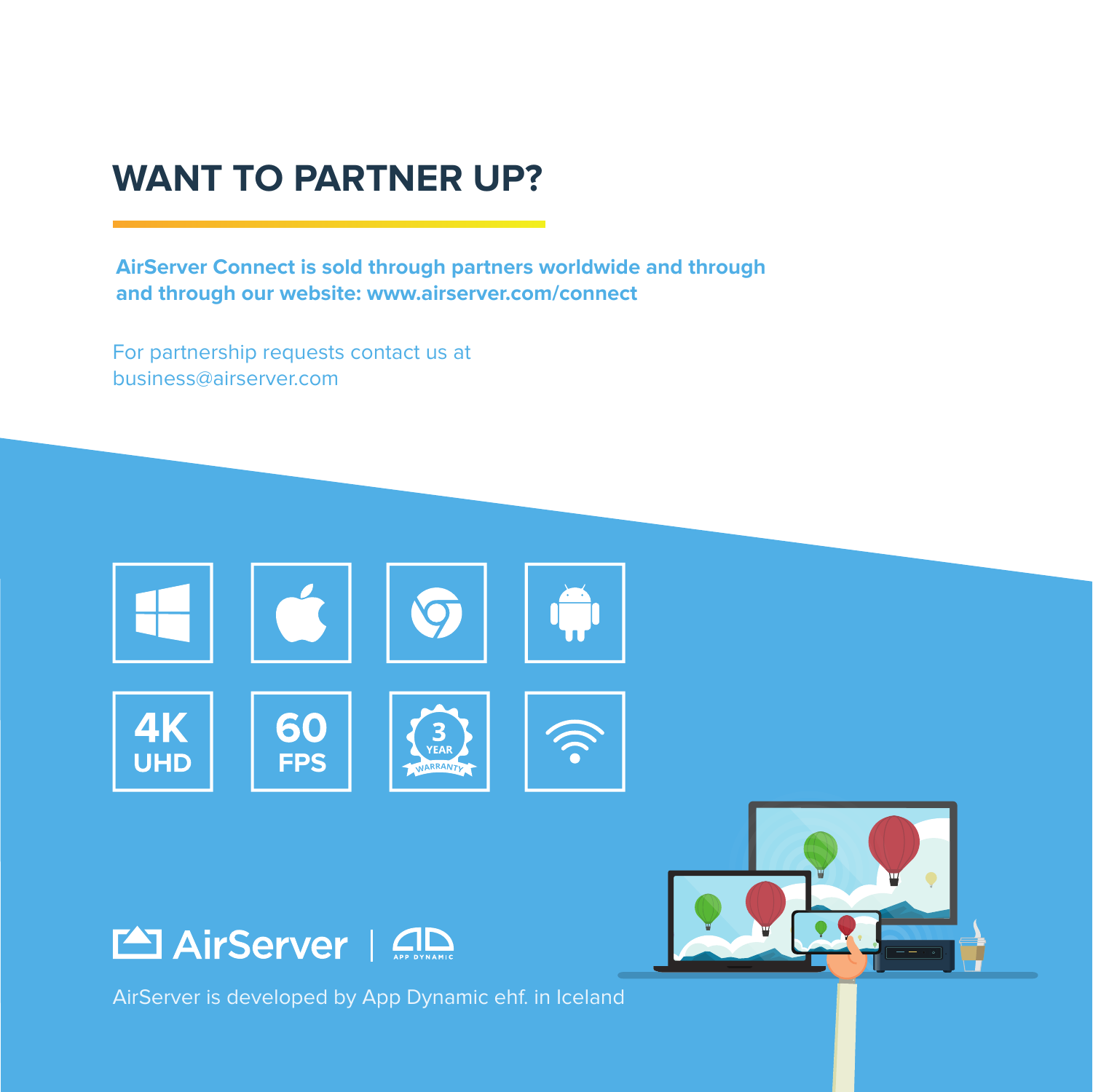# WANT TO PARTNER UP?

**AirServer Connect is sold through partners worldwide and through and through our website: www.airserver.com/connect**

For partnership requests contact us at business@airserver.com

4K UHD

60 FPS

3 YEAR WARRANTY

AirServer | APP DYNAMIC

AirServer is developed by App Dynamic ehf. in Iceland